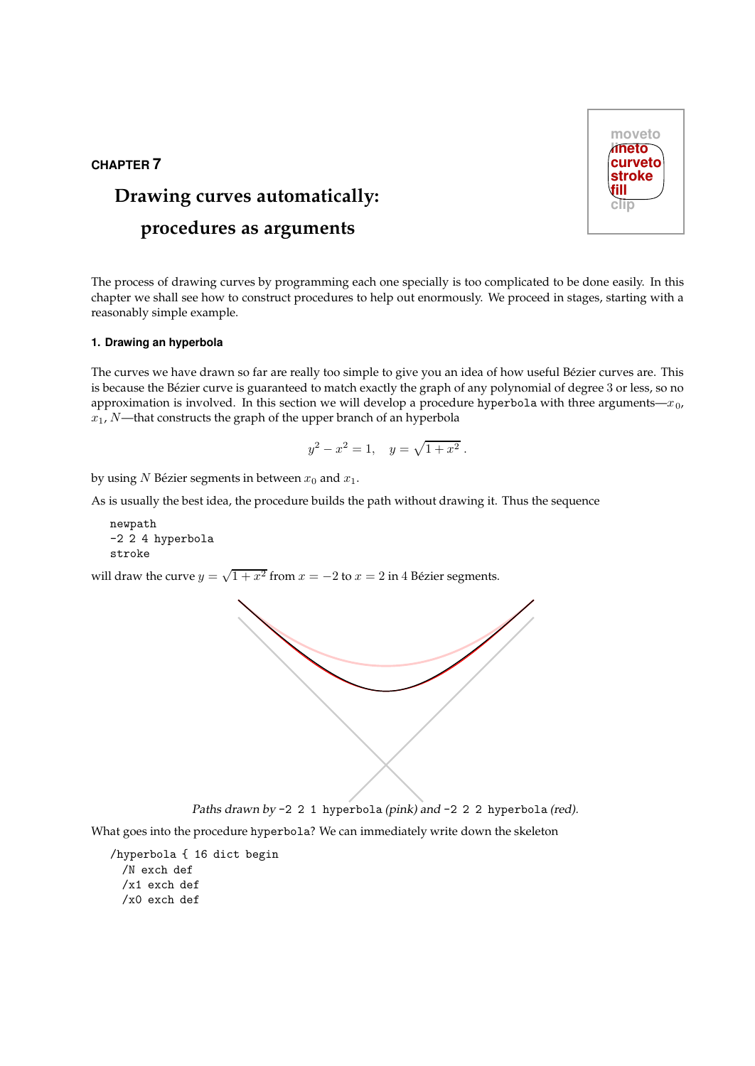CHAPTER 7

# Drawing curves automatically: procedures as arguments

The process of drawing curves by programming each one specially is too complicated to be done easily. In this chapter we shall see how to construct procedures to help out enormously. We proceed in stages, starting with a reasonably simple example.

### 1. Drawing an hyperbola

The curves we have drawn so far are really too simple to give you an idea of how useful Bézier curves are. This is because the Bézier curve is guaranteed to match exactly the graph of any polynomial of degree 3 or less, so no approximation is involved. In this section we will develop a procedure `hyperbola` with three arguments—$x_0$, $x_1$, $N$—that constructs the graph of the upper branch of an hyperbola

$$y^2 - x^2 = 1, \quad y = \sqrt{1 + x^2}\ .$$

by using $N$ Bézier segments in between $x_0$ and $x_1$.

As is usually the best idea, the procedure builds the path without drawing it. Thus the sequence

```
newpath
-2 2 4 hyperbola
stroke
```

will draw the curve $y = \sqrt{1+x^2}$ from $x = -2$ to $x = 2$ in $4$ Bézier segments.

*Paths drawn by* `-2 2 1 hyperbola` *(pink) and* `-2 2 2 hyperbola` *(red).*

What goes into the procedure `hyperbola`? We can immediately write down the skeleton

```
/hyperbola { 16 dict begin
  /N exch def
  /x1 exch def
  /x0 exch def
```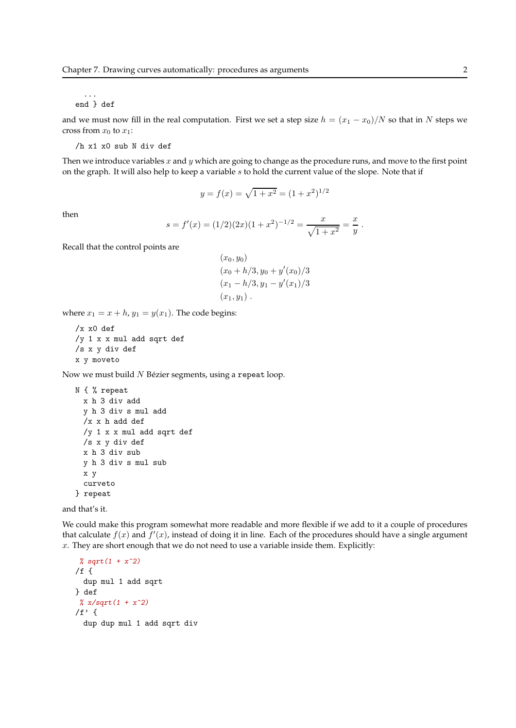```
  ...
end } def
```

and we must now fill in the real computation. First we set a step size $h = (x_1 - x_0)/N$ so that in $N$ steps we cross from $x_0$ to $x_1$:

```
/h x1 x0 sub N div def
```

Then we introduce variables $x$ and $y$ which are going to change as the procedure runs, and move to the first point on the graph. It will also help to keep a variable $s$ to hold the current value of the slope. Note that if

$$y = f(x) = \sqrt{1+x^2} = (1+x^2)^{1/2}$$

then

$$s = f'(x) = (1/2)(2x)(1+x^2)^{-1/2} = \frac{x}{\sqrt{1+x^2}} = \frac{x}{y} \; .$$

Recall that the control points are

$$\begin{aligned}
&(x_0, y_0) \\
&(x_0 + h/3, y_0 + y'(x_0)/3 \\
&(x_1 - h/3, y_1 - y'(x_1)/3 \\
&(x_1, y_1) \; .
\end{aligned}$$

where $x_1 = x + h$, $y_1 = y(x_1)$. The code begins:

```
/x x0 def
/y 1 x x mul add sqrt def
/s x y div def
x y moveto
```

Now we must build $N$ Bézier segments, using a `repeat` loop.

```
N { % repeat
  x h 3 div add
  y h 3 div s mul add
  /x x h add def
  /y 1 x x mul add sqrt def
  /s x y div def
  x h 3 div sub
  y h 3 div s mul sub
  x y
  curveto
} repeat
```

and that's it.

We could make this program somewhat more readable and more flexible if we add to it a couple of procedures that calculate $f(x)$ and $f'(x)$, instead of doing it in line. Each of the procedures should have a single argument $x$. They are short enough that we do not need to use a variable inside them. Explicitly:

```
 % sqrt(1 + x^2)
/f {
  dup mul 1 add sqrt
} def
 % x/sqrt(1 + x^2)
/f' {
  dup dup mul 1 add sqrt div
```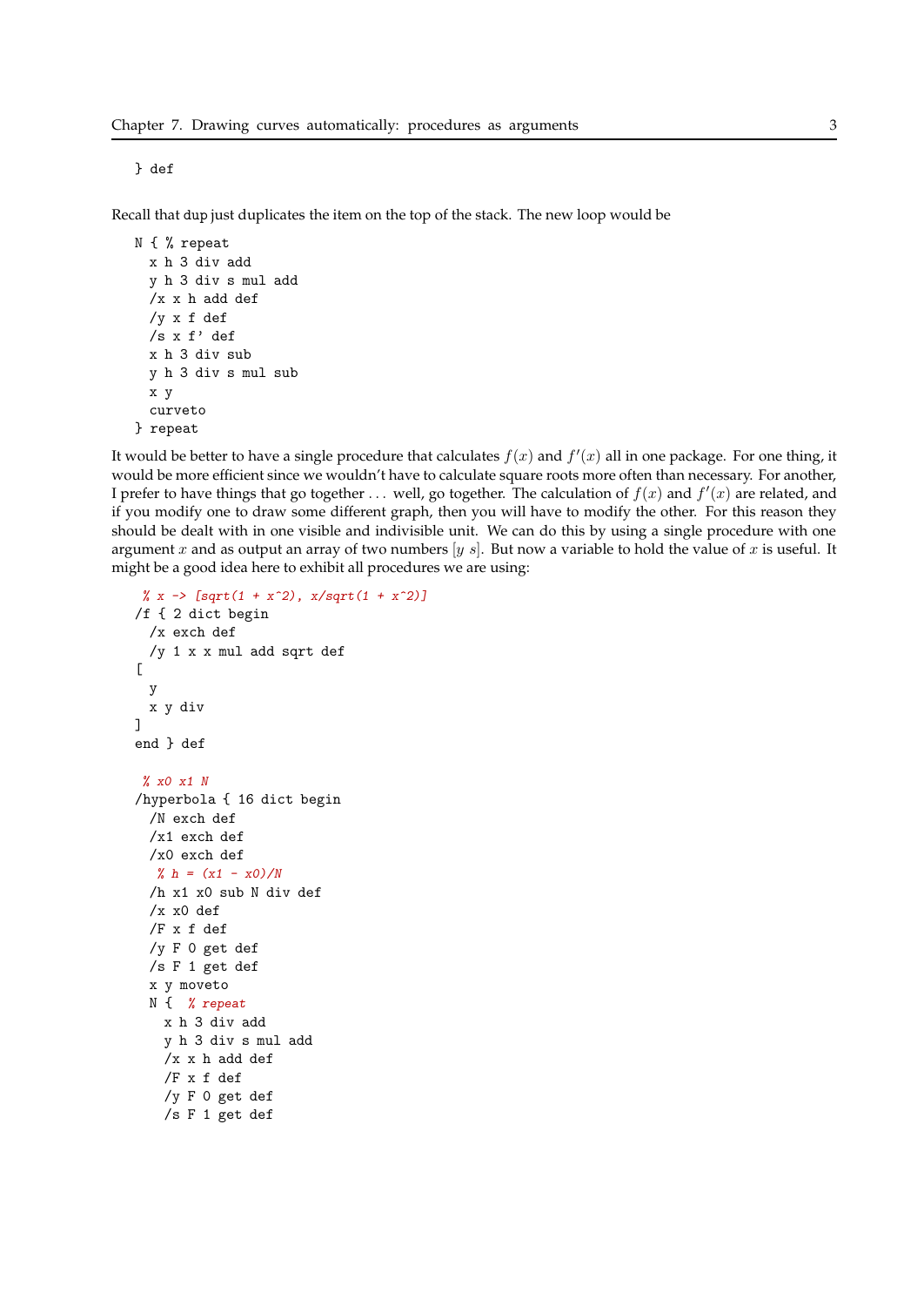```
} def
```

Recall that dup just duplicates the item on the top of the stack. The new loop would be

```
N { % repeat
  x h 3 div add
  y h 3 div s mul add
  /x x h add def
  /y x f def
  /s x f' def
  x h 3 div sub
  y h 3 div s mul sub
  x y
  curveto
} repeat
```

It would be better to have a single procedure that calculates $f(x)$ and $f'(x)$ all in one package. For one thing, it would be more efficient since we wouldn't have to calculate square roots more often than necessary. For another, I prefer to have things that go together ... well, go together. The calculation of $f(x)$ and $f'(x)$ are related, and if you modify one to draw some different graph, then you will have to modify the other. For this reason they should be dealt with in one visible and indivisible unit. We can do this by using a single procedure with one argument $x$ and as output an array of two numbers $[y\ s]$. But now a variable to hold the value of $x$ is useful. It might be a good idea here to exhibit all procedures we are using:

```
 % x -> [sqrt(1 + x^2), x/sqrt(1 + x^2)]
/f { 2 dict begin
  /x exch def
  /y 1 x x mul add sqrt def
[
  y
  x y div
]
end } def

 % x0 x1 N
/hyperbola { 16 dict begin
  /N exch def
  /x1 exch def
  /x0 exch def
   % h = (x1 - x0)/N
  /h x1 x0 sub N div def
  /x x0 def
  /F x f def
  /y F 0 get def
  /s F 1 get def
  x y moveto
  N {  % repeat
    x h 3 div add
    y h 3 div s mul add
    /x x h add def
    /F x f def
    /y F 0 get def
    /s F 1 get def
```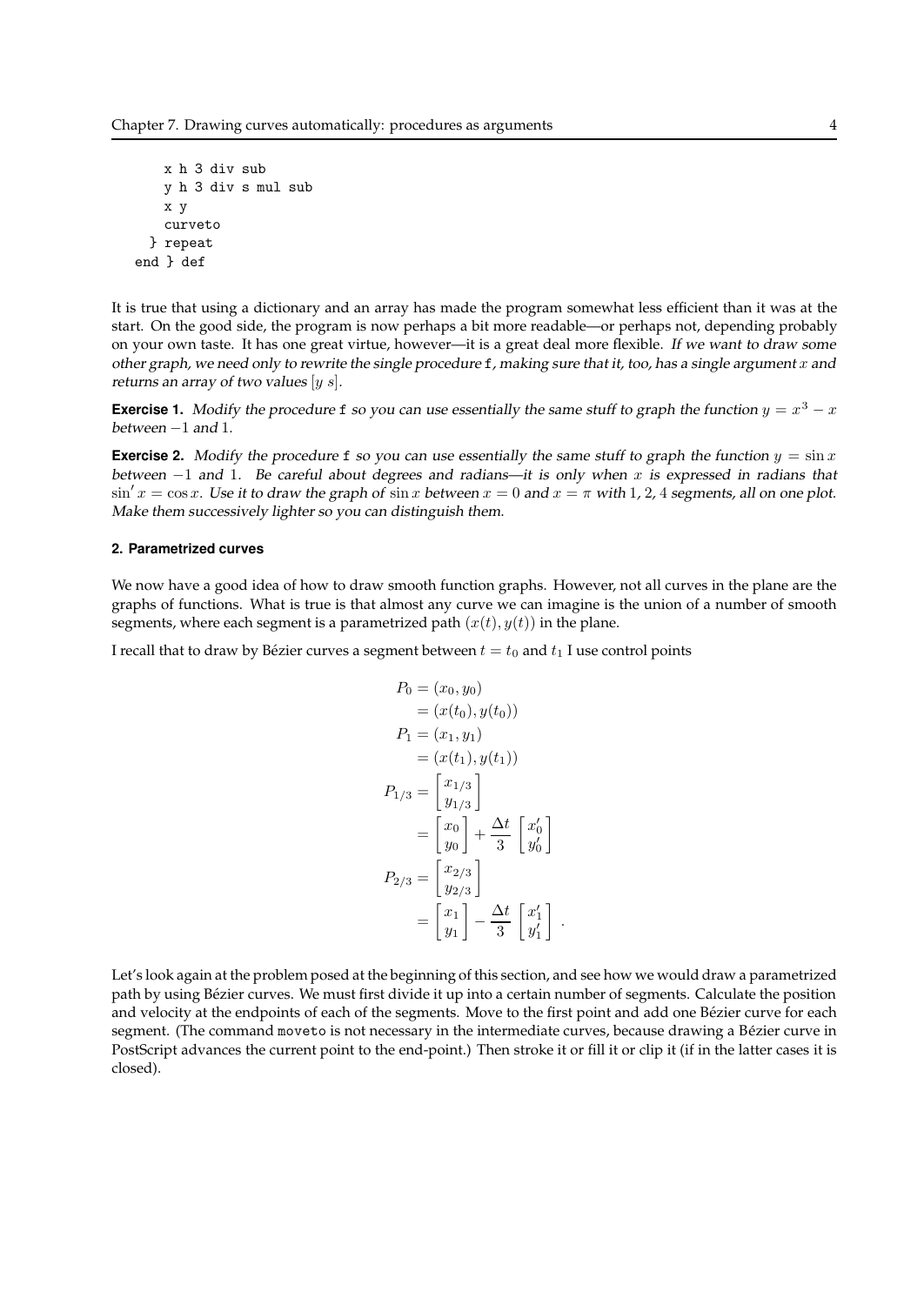```
    x h 3 div sub
    y h 3 div s mul sub
    x y
    curveto
  } repeat
end } def
```

It is true that using a dictionary and an array has made the program somewhat less efficient than it was at the start. On the good side, the program is now perhaps a bit more readable—or perhaps not, depending probably on your own taste. It has one great virtue, however—it is a great deal more flexible. *If we want to draw some other graph, we need only to rewrite the single procedure* `f`*, making sure that it, too, has a single argument $x$ and returns an array of two values $[y\ s]$.*

**Exercise 1.** *Modify the procedure* `f` *so you can use essentially the same stuff to graph the function $y = x^3 - x$ between $-1$ and $1$.*

**Exercise 2.** *Modify the procedure* `f` *so you can use essentially the same stuff to graph the function $y = \sin x$ between $-1$ and $1$. Be careful about degrees and radians—it is only when $x$ is expressed in radians that $\sin' x = \cos x$. Use it to draw the graph of $\sin x$ between $x = 0$ and $x = \pi$ with $1$, $2$, $4$ segments, all on one plot. Make them successively lighter so you can distinguish them.*

#### 2. Parametrized curves

We now have a good idea of how to draw smooth function graphs. However, not all curves in the plane are the graphs of functions. What is true is that almost any curve we can imagine is the union of a number of smooth segments, where each segment is a parametrized path $(x(t), y(t))$ in the plane.

I recall that to draw by Bézier curves a segment between $t = t_0$ and $t_1$ I use control points

$$
\begin{aligned}
P_0 &= (x_0, y_0) \\
&= (x(t_0), y(t_0)) \\
P_1 &= (x_1, y_1) \\
&= (x(t_1), y(t_1)) \\
P_{1/3} &= \begin{bmatrix} x_{1/3} \\ y_{1/3} \end{bmatrix} \\
&= \begin{bmatrix} x_0 \\ y_0 \end{bmatrix} + \frac{\Delta t}{3} \begin{bmatrix} x'_0 \\ y'_0 \end{bmatrix} \\
P_{2/3} &= \begin{bmatrix} x_{2/3} \\ y_{2/3} \end{bmatrix} \\
&= \begin{bmatrix} x_1 \\ y_1 \end{bmatrix} - \frac{\Delta t}{3} \begin{bmatrix} x'_1 \\ y'_1 \end{bmatrix} .
\end{aligned}
$$

Let's look again at the problem posed at the beginning of this section, and see how we would draw a parametrized path by using Bézier curves. We must first divide it up into a certain number of segments. Calculate the position and velocity at the endpoints of each of the segments. Move to the first point and add one Bézier curve for each segment. (The command `moveto` is not necessary in the intermediate curves, because drawing a Bézier curve in PostScript advances the current point to the end-point.) Then stroke it or fill it or clip it (if in the latter cases it is closed).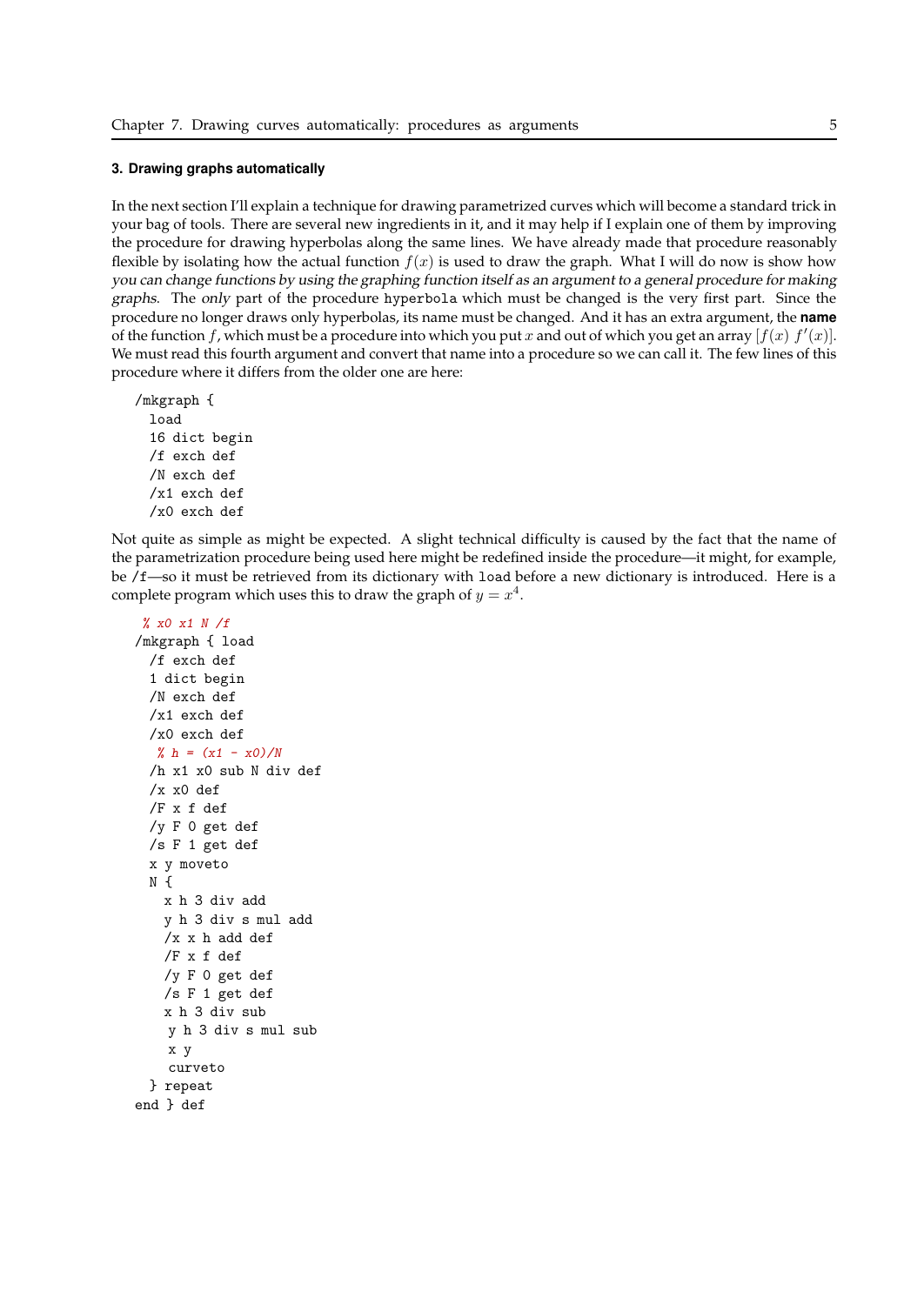### 3. Drawing graphs automatically

In the next section I'll explain a technique for drawing parametrized curves which will become a standard trick in your bag of tools. There are several new ingredients in it, and it may help if I explain one of them by improving the procedure for drawing hyperbolas along the same lines. We have already made that procedure reasonably flexible by isolating how the actual function $f(x)$ is used to draw the graph. What I will do now is show how *you can change functions by using the graphing function itself as an argument to a general procedure for making graphs*. The *only* part of the procedure `hyperbola` which must be changed is the very first part. Since the procedure no longer draws only hyperbolas, its name must be changed. And it has an extra argument, the **name** of the function $f$, which must be a procedure into which you put $x$ and out of which you get an array $[f(x)\ f'(x)]$. We must read this fourth argument and convert that name into a procedure so we can call it. The few lines of this procedure where it differs from the older one are here:

```
/mkgraph {
  load
  16 dict begin
  /f exch def
  /N exch def
  /x1 exch def
  /x0 exch def
```

Not quite as simple as might be expected. A slight technical difficulty is caused by the fact that the name of the parametrization procedure being used here might be redefined inside the procedure—it might, for example, be `/f`—so it must be retrieved from its dictionary with `load` before a new dictionary is introduced. Here is a complete program which uses this to draw the graph of $y = x^4$.

```
 % x0 x1 N /f
/mkgraph { load
  /f exch def
  1 dict begin
  /N exch def
  /x1 exch def
  /x0 exch def
   % h = (x1 - x0)/N
  /h x1 x0 sub N div def
  /x x0 def
  /F x f def
  /y F 0 get def
  /s F 1 get def
  x y moveto
  N {
    x h 3 div add
    y h 3 div s mul add
    /x x h add def
    /F x f def
    /y F 0 get def
    /s F 1 get def
    x h 3 div sub
     y h 3 div s mul sub
     x y
     curveto
  } repeat
end } def
```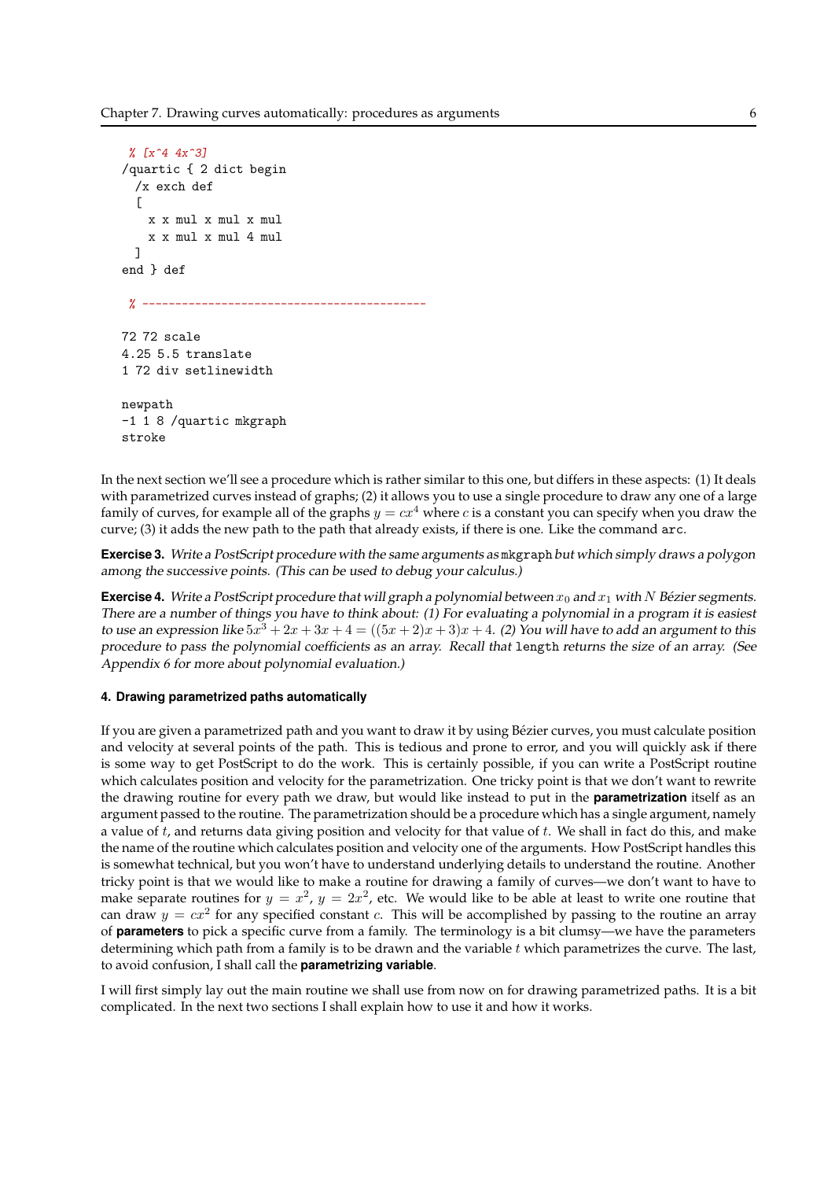```
% [x^4 4x^3]
/quartic { 2 dict begin
  /x exch def
  [
    x x mul x mul x mul
    x x mul x mul 4 mul
  ]
end } def

% ------------------------------------------

72 72 scale
4.25 5.5 translate
1 72 div setlinewidth

newpath
-1 1 8 /quartic mkgraph
stroke
```

In the next section we'll see a procedure which is rather similar to this one, but differs in these aspects: (1) It deals with parametrized curves instead of graphs; (2) it allows you to use a single procedure to draw any one of a large family of curves, for example all of the graphs $y = cx^4$ where $c$ is a constant you can specify when you draw the curve; (3) it adds the new path to the path that already exists, if there is one. Like the command `arc`.

**Exercise 3.** *Write a PostScript procedure with the same arguments as* `mkgraph` *but which simply draws a polygon among the successive points. (This can be used to debug your calculus.)*

**Exercise 4.** *Write a PostScript procedure that will graph a polynomial between $x_0$ and $x_1$ with $N$ Bézier segments. There are a number of things you have to think about: (1) For evaluating a polynomial in a program it is easiest to use an expression like $5x^3 + 2x + 3x + 4 = ((5x + 2)x + 3)x + 4$. (2) You will have to add an argument to this procedure to pass the polynomial coefficients as an array. Recall that* `length` *returns the size of an array. (See Appendix 6 for more about polynomial evaluation.)*

#### 4. Drawing parametrized paths automatically

If you are given a parametrized path and you want to draw it by using Bézier curves, you must calculate position and velocity at several points of the path. This is tedious and prone to error, and you will quickly ask if there is some way to get PostScript to do the work. This is certainly possible, if you can write a PostScript routine which calculates position and velocity for the parametrization. One tricky point is that we don't want to rewrite the drawing routine for every path we draw, but would like instead to put in the **parametrization** itself as an argument passed to the routine. The parametrization should be a procedure which has a single argument, namely a value of $t$, and returns data giving position and velocity for that value of $t$. We shall in fact do this, and make the name of the routine which calculates position and velocity one of the arguments. How PostScript handles this is somewhat technical, but you won't have to understand underlying details to understand the routine. Another tricky point is that we would like to make a routine for drawing a family of curves—we don't want to have to make separate routines for $y = x^2$, $y = 2x^2$, etc. We would like to be able at least to write one routine that can draw $y = cx^2$ for any specified constant $c$. This will be accomplished by passing to the routine an array of **parameters** to pick a specific curve from a family. The terminology is a bit clumsy—we have the parameters determining which path from a family is to be drawn and the variable $t$ which parametrizes the curve. The last, to avoid confusion, I shall call the **parametrizing variable**.

I will first simply lay out the main routine we shall use from now on for drawing parametrized paths. It is a bit complicated. In the next two sections I shall explain how to use it and how it works.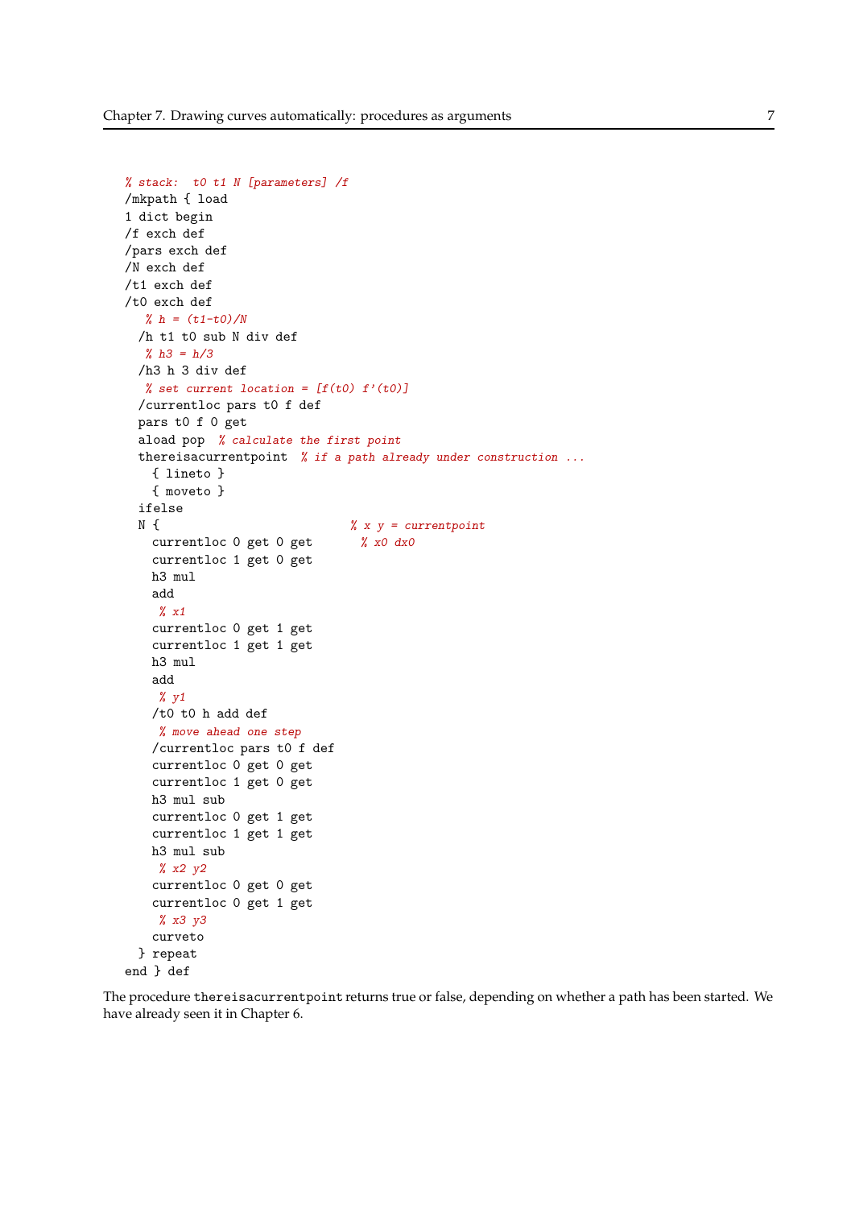```
% stack:  t0 t1 N [parameters] /f
/mkpath { load
1 dict begin
/f exch def
/pars exch def
/N exch def
/t1 exch def
/t0 exch def
  % h = (t1-t0)/N
  /h t1 t0 sub N div def
  % h3 = h/3
  /h3 h 3 div def
  % set current location = [f(t0) f'(t0)]
  /currentloc pars t0 f def
  pars t0 f 0 get
  aload pop  % calculate the first point
  thereisacurrentpoint  % if a path already under construction ...
    { lineto }
    { moveto }
  ifelse
  N {                          % x y = currentpoint
    currentloc 0 get 0 get       % x0 dx0
    currentloc 1 get 0 get
    h3 mul
    add
    % x1
    currentloc 0 get 1 get
    currentloc 1 get 1 get
    h3 mul
    add
    % y1
    /t0 t0 h add def
    % move ahead one step
    /currentloc pars t0 f def
    currentloc 0 get 0 get
    currentloc 1 get 0 get
    h3 mul sub
    currentloc 0 get 1 get
    currentloc 1 get 1 get
    h3 mul sub
    % x2 y2
    currentloc 0 get 0 get
    currentloc 0 get 1 get
    % x3 y3
    curveto
  } repeat
end } def
```

The procedure `thereisacurrentpoint` returns true or false, depending on whether a path has been started. We have already seen it in Chapter 6.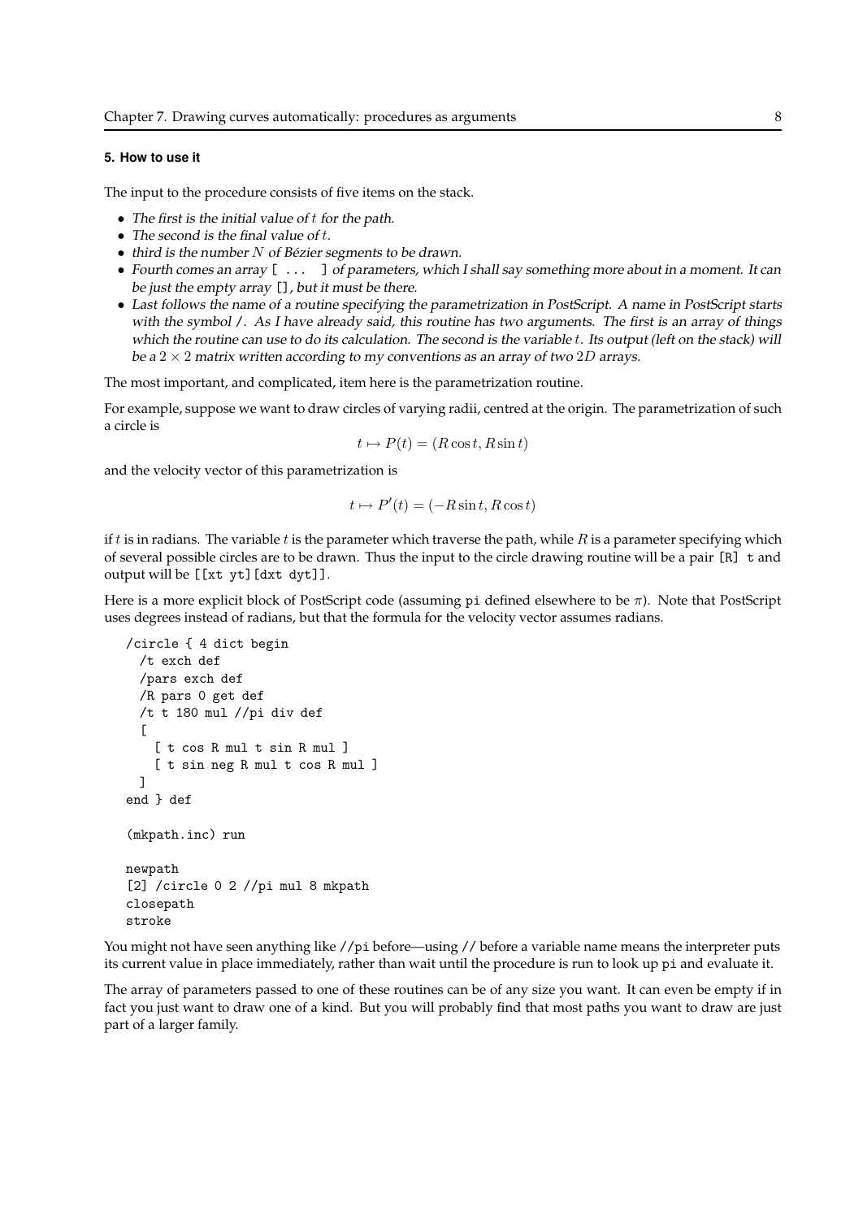#### 5. How to use it

The input to the procedure consists of five items on the stack.

- *The first is the initial value of $t$ for the path.*
- *The second is the final value of $t$.*
- *third is the number $N$ of Bézier segments to be drawn.*
- *Fourth comes an array* `[ ... ]` *of parameters, which I shall say something more about in a moment. It can be just the empty array* `[]`*, but it must be there.*
- *Last follows the name of a routine specifying the parametrization in PostScript. A name in PostScript starts with the symbol* `/`*. As I have already said, this routine has two arguments. The first is an array of things which the routine can use to do its calculation. The second is the variable $t$. Its output (left on the stack) will be a $2 \times 2$ matrix written according to my conventions as an array of two $2D$ arrays.*

The most important, and complicated, item here is the parametrization routine.

For example, suppose we want to draw circles of varying radii, centred at the origin. The parametrization of such a circle is

$$t \mapsto P(t) = (R \cos t, R \sin t)$$

and the velocity vector of this parametrization is

$$t \mapsto P'(t) = (-R \sin t, R \cos t)$$

if $t$ is in radians. The variable $t$ is the parameter which traverse the path, while $R$ is a parameter specifying which of several possible circles are to be drawn. Thus the input to the circle drawing routine will be a pair `[R] t` and output will be `[[xt yt][dxt dyt]]`.

Here is a more explicit block of PostScript code (assuming `pi` defined elsewhere to be $\pi$). Note that PostScript uses degrees instead of radians, but that the formula for the velocity vector assumes radians.

```
/circle { 4 dict begin
  /t exch def
  /pars exch def
  /R pars 0 get def
  /t t 180 mul //pi div def
  [
    [ t cos R mul t sin R mul ]
    [ t sin neg R mul t cos R mul ]
  ]
end } def

(mkpath.inc) run

newpath
[2] /circle 0 2 //pi mul 8 mkpath
closepath
stroke
```

You might not have seen anything like `//pi` before—using `//` before a variable name means the interpreter puts its current value in place immediately, rather than wait until the procedure is run to look up `pi` and evaluate it.

The array of parameters passed to one of these routines can be of any size you want. It can even be empty if in fact you just want to draw one of a kind. But you will probably find that most paths you want to draw are just part of a larger family.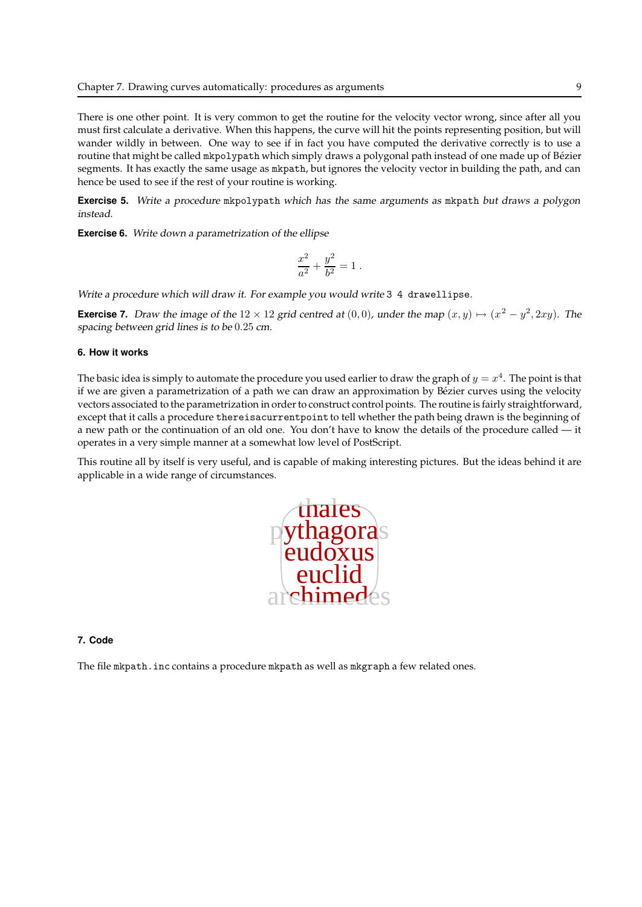There is one other point. It is very common to get the routine for the velocity vector wrong, since after all you must first calculate a derivative. When this happens, the curve will hit the points representing position, but will wander wildly in between. One way to see if in fact you have computed the derivative correctly is to use a routine that might be called `mkpolypath` which simply draws a polygonal path instead of one made up of Bézier segments. It has exactly the same usage as `mkpath`, but ignores the velocity vector in building the path, and can hence be used to see if the rest of your routine is working.

**Exercise 5.** *Write a procedure* `mkpolypath` *which has the same arguments as* `mkpath` *but draws a polygon instead.*

**Exercise 6.** *Write down a parametrization of the ellipse*

$$\frac{x^2}{a^2} + \frac{y^2}{b^2} = 1 \, .$$

*Write a procedure which will draw it. For example you would write* `3 4 drawellipse`.

**Exercise 7.** *Draw the image of the* $12 \times 12$ *grid centred at* $(0, 0)$*, under the map* $(x, y) \mapsto (x^2 - y^2, 2xy)$*. The spacing between grid lines is to be* $0.25$ *cm.*

### 6. How it works

The basic idea is simply to automate the procedure you used earlier to draw the graph of $y = x^4$. The point is that if we are given a parametrization of a path we can draw an approximation by Bézier curves using the velocity vectors associated to the parametrization in order to construct control points. The routine is fairly straightforward, except that it calls a procedure `thereisacurrentpoint` to tell whether the path being drawn is the beginning of a new path or the continuation of an old one. You don't have to know the details of the procedure called — it operates in a very simple manner at a somewhat low level of PostScript.

This routine all by itself is very useful, and is capable of making interesting pictures. But the ideas behind it are applicable in a wide range of circumstances.

thales
pythagoras
eudoxus
euclid
archimedes

### 7. Code

The file `mkpath.inc` contains a procedure `mkpath` as well as `mkgraph` a few related ones.